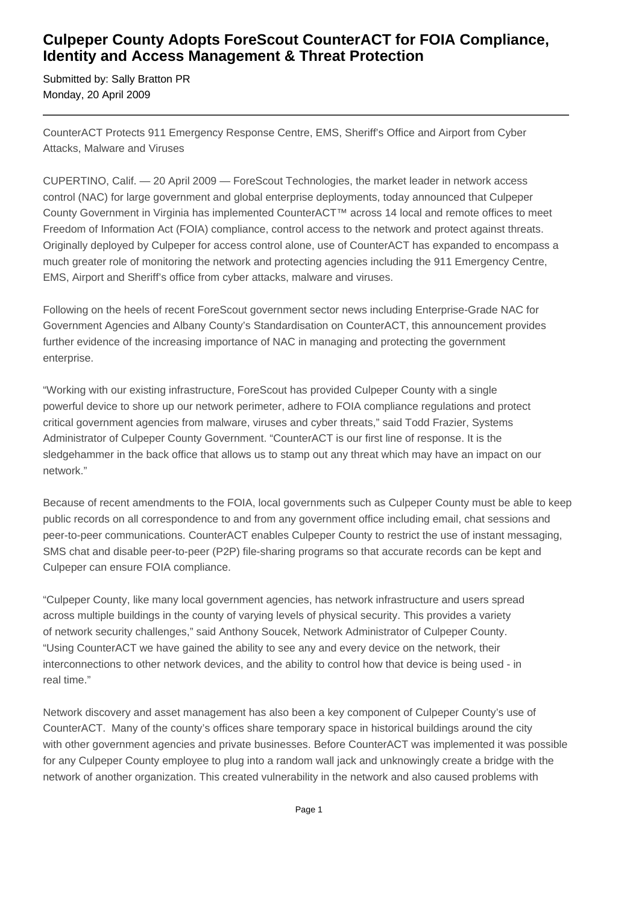# Culpeper County Adopts ForeScout CounterACT for FOIA Compliance, Identity and Access Management & Threat Protection

Submitted by: Sally Bratton PR
Monday, 20 April 2009

---

CounterACT Protects 911 Emergency Response Centre, EMS, Sheriff's Office and Airport from Cyber Attacks, Malware and Viruses

CUPERTINO, Calif. — 20 April 2009 — ForeScout Technologies, the market leader in network access control (NAC) for large government and global enterprise deployments, today announced that Culpeper County Government in Virginia has implemented CounterACT™ across 14 local and remote offices to meet Freedom of Information Act (FOIA) compliance, control access to the network and protect against threats. Originally deployed by Culpeper for access control alone, use of CounterACT has expanded to encompass a much greater role of monitoring the network and protecting agencies including the 911 Emergency Centre, EMS, Airport and Sheriff's office from cyber attacks, malware and viruses.

Following on the heels of recent ForeScout government sector news including Enterprise-Grade NAC for Government Agencies and Albany County's Standardisation on CounterACT, this announcement provides further evidence of the increasing importance of NAC in managing and protecting the government enterprise.

“Working with our existing infrastructure, ForeScout has provided Culpeper County with a single powerful device to shore up our network perimeter, adhere to FOIA compliance regulations and protect critical government agencies from malware, viruses and cyber threats,” said Todd Frazier, Systems Administrator of Culpeper County Government. “CounterACT is our first line of response. It is the sledgehammer in the back office that allows us to stamp out any threat which may have an impact on our network.”

Because of recent amendments to the FOIA, local governments such as Culpeper County must be able to keep public records on all correspondence to and from any government office including email, chat sessions and peer-to-peer communications. CounterACT enables Culpeper County to restrict the use of instant messaging, SMS chat and disable peer-to-peer (P2P) file-sharing programs so that accurate records can be kept and Culpeper can ensure FOIA compliance.

“Culpeper County, like many local government agencies, has network infrastructure and users spread across multiple buildings in the county of varying levels of physical security. This provides a variety of network security challenges,” said Anthony Soucek, Network Administrator of Culpeper County. “Using CounterACT we have gained the ability to see any and every device on the network, their interconnections to other network devices, and the ability to control how that device is being used - in real time.”

Network discovery and asset management has also been a key component of Culpeper County's use of CounterACT. Many of the county's offices share temporary space in historical buildings around the city with other government agencies and private businesses. Before CounterACT was implemented it was possible for any Culpeper County employee to plug into a random wall jack and unknowingly create a bridge with the network of another organization. This created vulnerability in the network and also caused problems with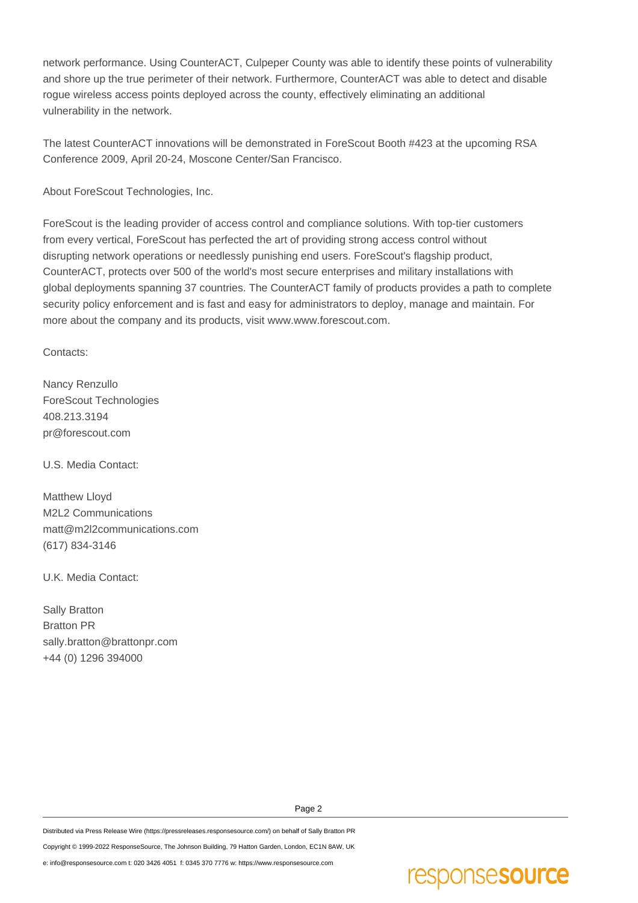network performance. Using CounterACT, Culpeper County was able to identify these points of vulnerability and shore up the true perimeter of their network. Furthermore, CounterACT was able to detect and disable rogue wireless access points deployed across the county, effectively eliminating an additional vulnerability in the network.

The latest CounterACT innovations will be demonstrated in ForeScout Booth #423 at the upcoming RSA Conference 2009, April 20-24, Moscone Center/San Francisco.

About ForeScout Technologies, Inc.

ForeScout is the leading provider of access control and compliance solutions. With top-tier customers from every vertical, ForeScout has perfected the art of providing strong access control without disrupting network operations or needlessly punishing end users. ForeScout's flagship product, CounterACT, protects over 500 of the world's most secure enterprises and military installations with global deployments spanning 37 countries. The CounterACT family of products provides a path to complete security policy enforcement and is fast and easy for administrators to deploy, manage and maintain. For more about the company and its products, visit www.www.forescout.com.

Contacts:

Nancy Renzullo
ForeScout Technologies
408.213.3194
pr@forescout.com

U.S. Media Contact:

Matthew Lloyd
M2L2 Communications
matt@m2l2communications.com
(617) 834-3146

U.K. Media Contact:

Sally Bratton
Bratton PR
sally.bratton@brattonpr.com
+44 (0) 1296 394000